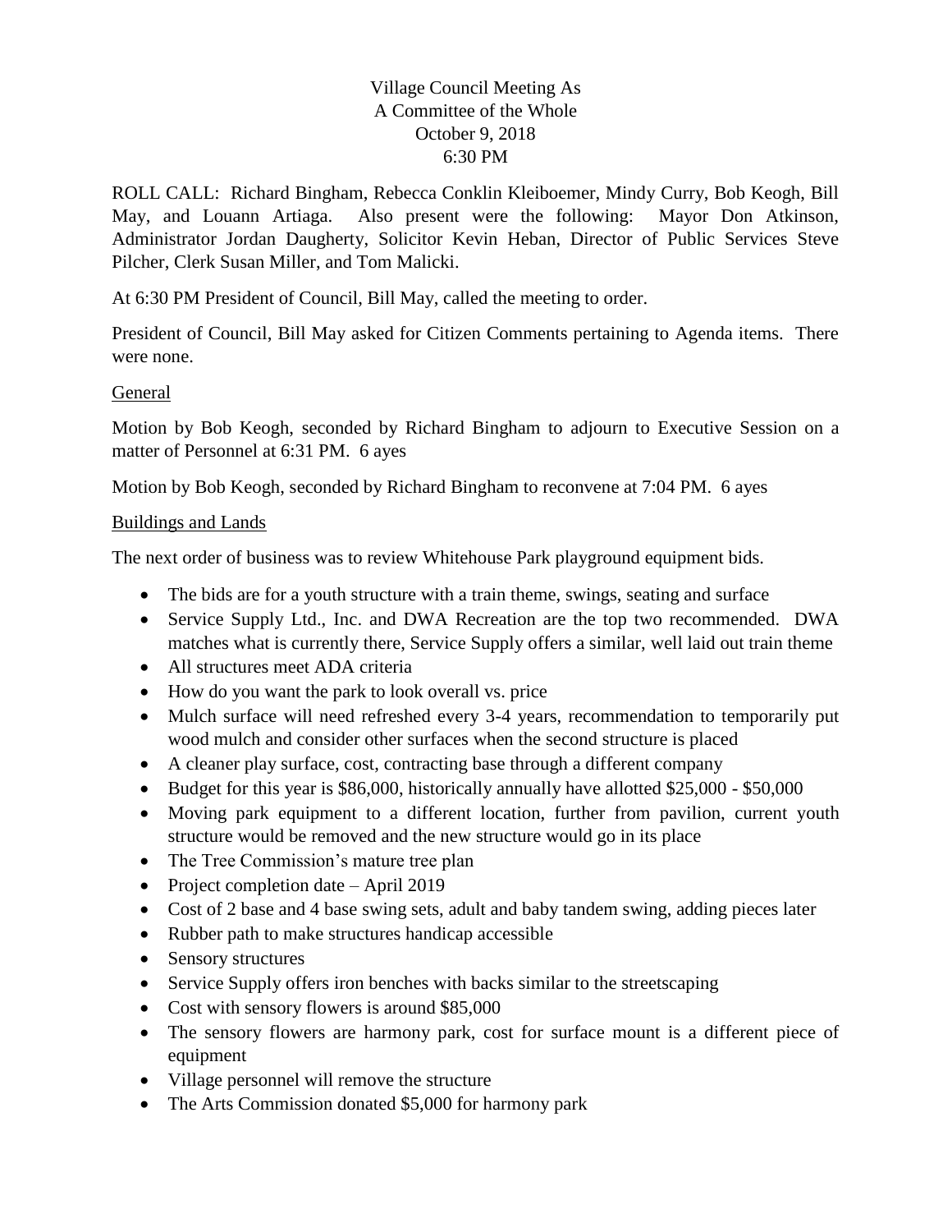# Village Council Meeting As
# A Committee of the Whole
# October 9, 2018
# 6:30 PM

ROLL CALL: Richard Bingham, Rebecca Conklin Kleiboemer, Mindy Curry, Bob Keogh, Bill May, and Louann Artiaga. Also present were the following: Mayor Don Atkinson, Administrator Jordan Daugherty, Solicitor Kevin Heban, Director of Public Services Steve Pilcher, Clerk Susan Miller, and Tom Malicki.

At 6:30 PM President of Council, Bill May, called the meeting to order.

President of Council, Bill May asked for Citizen Comments pertaining to Agenda items. There were none.

General

Motion by Bob Keogh, seconded by Richard Bingham to adjourn to Executive Session on a matter of Personnel at 6:31 PM. 6 ayes

Motion by Bob Keogh, seconded by Richard Bingham to reconvene at 7:04 PM. 6 ayes

Buildings and Lands

The next order of business was to review Whitehouse Park playground equipment bids.

- The bids are for a youth structure with a train theme, swings, seating and surface
- Service Supply Ltd., Inc. and DWA Recreation are the top two recommended. DWA matches what is currently there, Service Supply offers a similar, well laid out train theme
- All structures meet ADA criteria
- How do you want the park to look overall vs. price
- Mulch surface will need refreshed every 3-4 years, recommendation to temporarily put wood mulch and consider other surfaces when the second structure is placed
- A cleaner play surface, cost, contracting base through a different company
- Budget for this year is $86,000, historically annually have allotted $25,000 - $50,000
- Moving park equipment to a different location, further from pavilion, current youth structure would be removed and the new structure would go in its place
- The Tree Commission's mature tree plan
- Project completion date – April 2019
- Cost of 2 base and 4 base swing sets, adult and baby tandem swing, adding pieces later
- Rubber path to make structures handicap accessible
- Sensory structures
- Service Supply offers iron benches with backs similar to the streetscaping
- Cost with sensory flowers is around $85,000
- The sensory flowers are harmony park, cost for surface mount is a different piece of equipment
- Village personnel will remove the structure
- The Arts Commission donated $5,000 for harmony park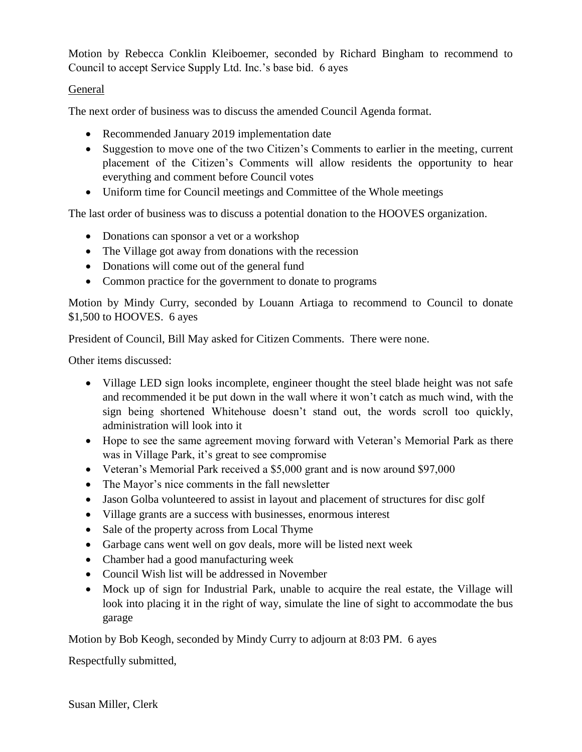Motion by Rebecca Conklin Kleiboemer, seconded by Richard Bingham to recommend to Council to accept Service Supply Ltd. Inc.'s base bid. 6 ayes

General

The next order of business was to discuss the amended Council Agenda format.

- Recommended January 2019 implementation date
- Suggestion to move one of the two Citizen's Comments to earlier in the meeting, current placement of the Citizen's Comments will allow residents the opportunity to hear everything and comment before Council votes
- Uniform time for Council meetings and Committee of the Whole meetings

The last order of business was to discuss a potential donation to the HOOVES organization.

- Donations can sponsor a vet or a workshop
- The Village got away from donations with the recession
- Donations will come out of the general fund
- Common practice for the government to donate to programs

Motion by Mindy Curry, seconded by Louann Artiaga to recommend to Council to donate $1,500 to HOOVES. 6 ayes

President of Council, Bill May asked for Citizen Comments. There were none.

Other items discussed:

- Village LED sign looks incomplete, engineer thought the steel blade height was not safe and recommended it be put down in the wall where it won't catch as much wind, with the sign being shortened Whitehouse doesn't stand out, the words scroll too quickly, administration will look into it
- Hope to see the same agreement moving forward with Veteran's Memorial Park as there was in Village Park, it's great to see compromise
- Veteran's Memorial Park received a $5,000 grant and is now around $97,000
- The Mayor's nice comments in the fall newsletter
- Jason Golba volunteered to assist in layout and placement of structures for disc golf
- Village grants are a success with businesses, enormous interest
- Sale of the property across from Local Thyme
- Garbage cans went well on gov deals, more will be listed next week
- Chamber had a good manufacturing week
- Council Wish list will be addressed in November
- Mock up of sign for Industrial Park, unable to acquire the real estate, the Village will look into placing it in the right of way, simulate the line of sight to accommodate the bus garage

Motion by Bob Keogh, seconded by Mindy Curry to adjourn at 8:03 PM. 6 ayes

Respectfully submitted,

Susan Miller, Clerk